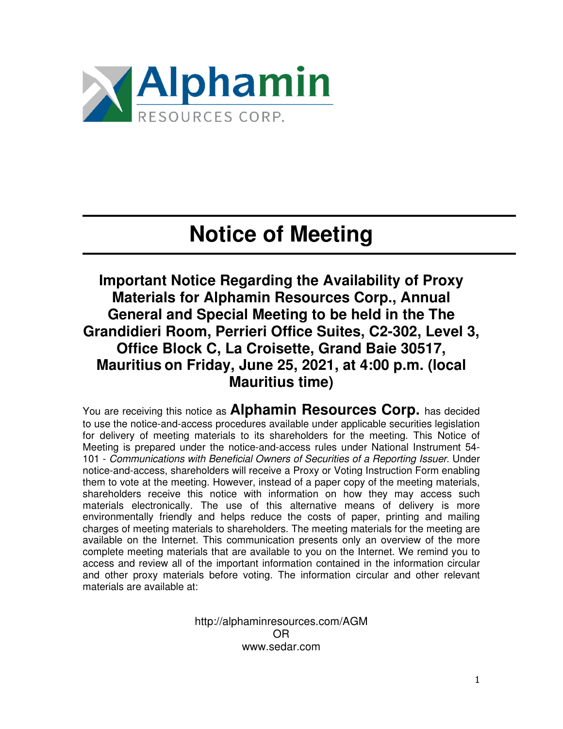Alphamin
RESOURCES CORP.

# Notice of Meeting

## Important Notice Regarding the Availability of Proxy Materials for Alphamin Resources Corp., Annual General and Special Meeting to be held in the The Grandidieri Room, Perrieri Office Suites, C2-302, Level 3, Office Block C, La Croisette, Grand Baie 30517, Mauritius on Friday, June 25, 2021, at 4:00 p.m. (local Mauritius time)

You are receiving this notice as **Alphamin Resources Corp.** has decided to use the notice-and-access procedures available under applicable securities legislation for delivery of meeting materials to its shareholders for the meeting. This Notice of Meeting is prepared under the notice-and-access rules under National Instrument 54-101 - *Communications with Beneficial Owners of Securities of a Reporting Issuer*. Under notice-and-access, shareholders will receive a Proxy or Voting Instruction Form enabling them to vote at the meeting. However, instead of a paper copy of the meeting materials, shareholders receive this notice with information on how they may access such materials electronically. The use of this alternative means of delivery is more environmentally friendly and helps reduce the costs of paper, printing and mailing charges of meeting materials to shareholders. The meeting materials for the meeting are available on the Internet. This communication presents only an overview of the more complete meeting materials that are available to you on the Internet. We remind you to access and review all of the important information contained in the information circular and other proxy materials before voting. The information circular and other relevant materials are available at:

http://alphaminresources.com/AGM
OR
www.sedar.com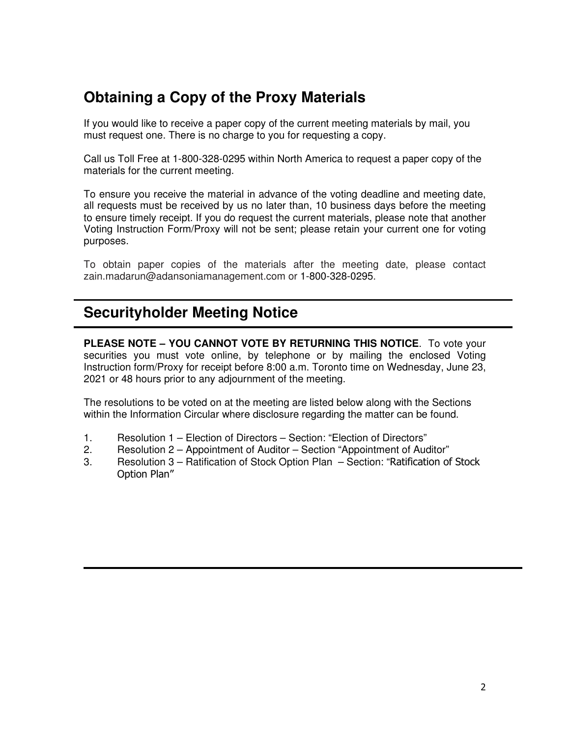## Obtaining a Copy of the Proxy Materials

If you would like to receive a paper copy of the current meeting materials by mail, you must request one. There is no charge to you for requesting a copy.

Call us Toll Free at 1-800-328-0295 within North America to request a paper copy of the materials for the current meeting.

To ensure you receive the material in advance of the voting deadline and meeting date, all requests must be received by us no later than, 10 business days before the meeting to ensure timely receipt. If you do request the current materials, please note that another Voting Instruction Form/Proxy will not be sent; please retain your current one for voting purposes.

To obtain paper copies of the materials after the meeting date, please contact zain.madarun@adansoniamanagement.com or 1-800-328-0295.

## Securityholder Meeting Notice

**PLEASE NOTE – YOU CANNOT VOTE BY RETURNING THIS NOTICE**. To vote your securities you must vote online, by telephone or by mailing the enclosed Voting Instruction form/Proxy for receipt before 8:00 a.m. Toronto time on Wednesday, June 23, 2021 or 48 hours prior to any adjournment of the meeting.

The resolutions to be voted on at the meeting are listed below along with the Sections within the Information Circular where disclosure regarding the matter can be found.

1. Resolution 1 – Election of Directors – Section: "Election of Directors"
2. Resolution 2 – Appointment of Auditor – Section "Appointment of Auditor"
3. Resolution 3 – Ratification of Stock Option Plan – Section: "Ratification of Stock Option Plan"